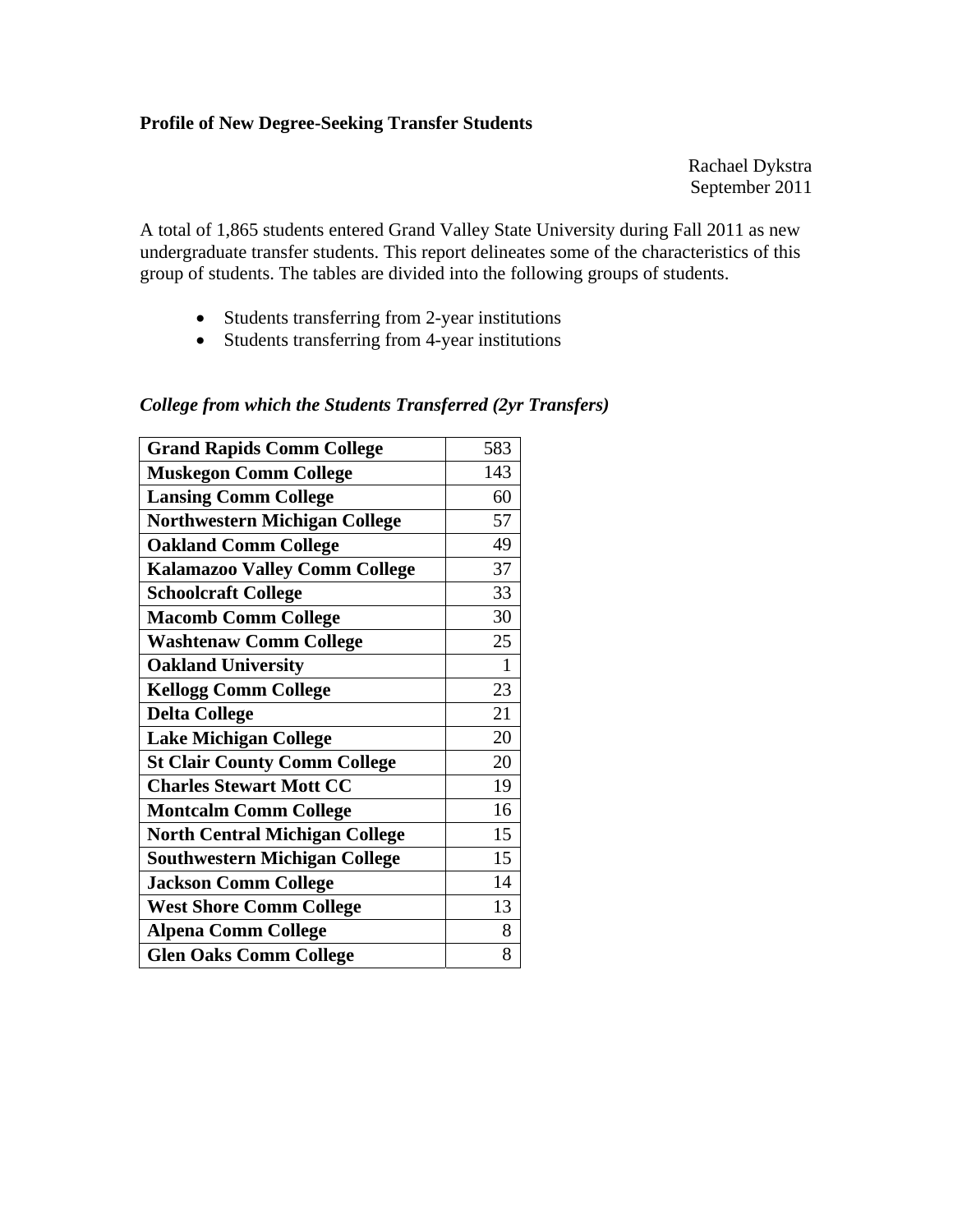**Profile of New Degree-Seeking Transfer Students**

Rachael Dykstra
September 2011

A total of 1,865 students entered Grand Valley State University during Fall 2011 as new undergraduate transfer students. This report delineates some of the characteristics of this group of students. The tables are divided into the following groups of students.

- Students transferring from 2-year institutions
- Students transferring from 4-year institutions

*College from which the Students Transferred (2yr Transfers)*

| | |
|---|---|
| **Grand Rapids Comm College** | 583 |
| **Muskegon Comm College** | 143 |
| **Lansing Comm College** | 60 |
| **Northwestern Michigan College** | 57 |
| **Oakland Comm College** | 49 |
| **Kalamazoo Valley Comm College** | 37 |
| **Schoolcraft College** | 33 |
| **Macomb Comm College** | 30 |
| **Washtenaw Comm College** | 25 |
| **Oakland University** | 1 |
| **Kellogg Comm College** | 23 |
| **Delta College** | 21 |
| **Lake Michigan College** | 20 |
| **St Clair County Comm College** | 20 |
| **Charles Stewart Mott CC** | 19 |
| **Montcalm Comm College** | 16 |
| **North Central Michigan College** | 15 |
| **Southwestern Michigan College** | 15 |
| **Jackson Comm College** | 14 |
| **West Shore Comm College** | 13 |
| **Alpena Comm College** | 8 |
| **Glen Oaks Comm College** | 8 |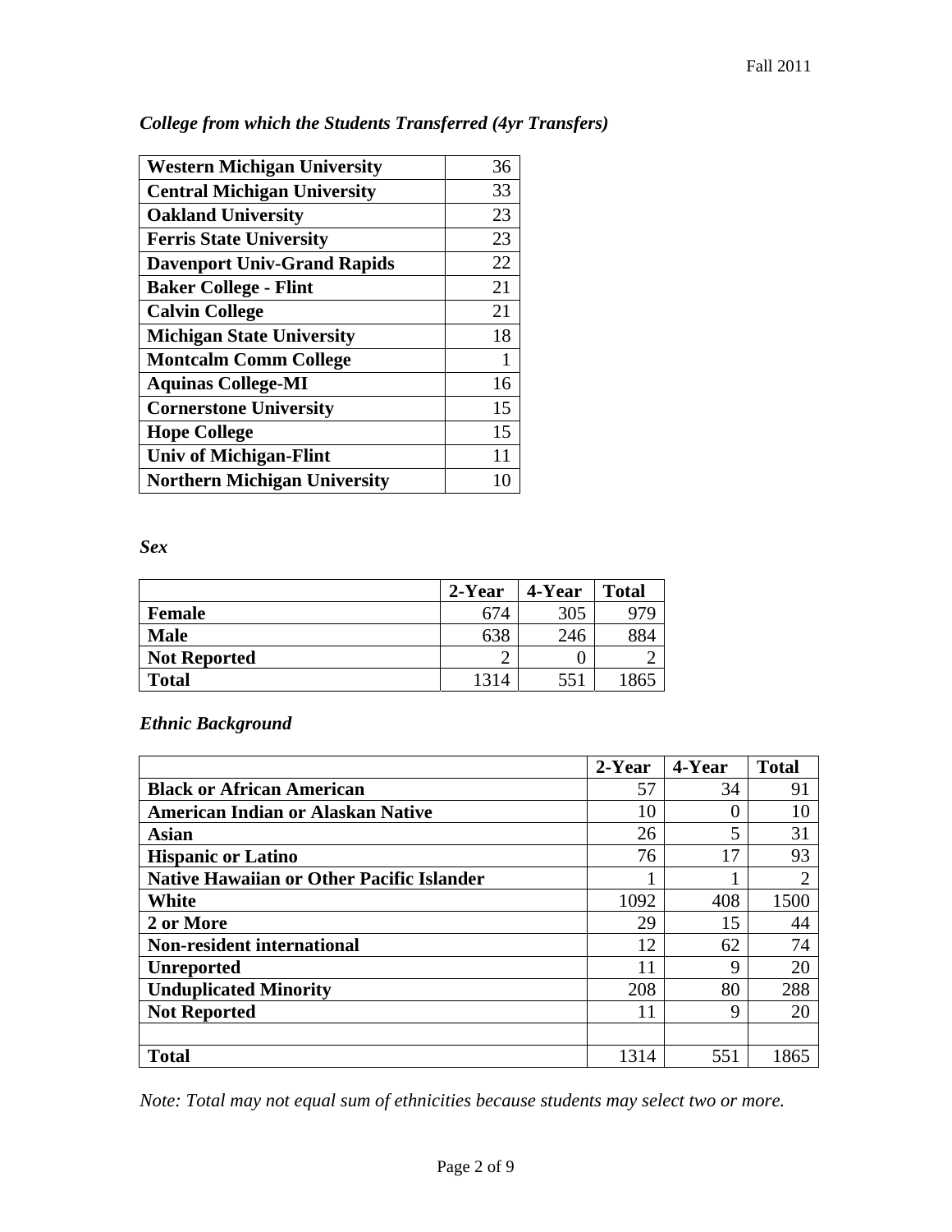*College from which the Students Transferred (4yr Transfers)*

| | |
|---|---|
| **Western Michigan University** | 36 |
| **Central Michigan University** | 33 |
| **Oakland University** | 23 |
| **Ferris State University** | 23 |
| **Davenport Univ-Grand Rapids** | 22 |
| **Baker College - Flint** | 21 |
| **Calvin College** | 21 |
| **Michigan State University** | 18 |
| **Montcalm Comm College** | 1 |
| **Aquinas College-MI** | 16 |
| **Cornerstone University** | 15 |
| **Hope College** | 15 |
| **Univ of Michigan-Flint** | 11 |
| **Northern Michigan University** | 10 |

*Sex*

| | 2-Year | 4-Year | Total |
|---|---|---|---|
| **Female** | 674 | 305 | 979 |
| **Male** | 638 | 246 | 884 |
| **Not Reported** | 2 | 0 | 2 |
| **Total** | 1314 | 551 | 1865 |

*Ethnic Background*

| | 2-Year | 4-Year | Total |
|---|---|---|---|
| **Black or African American** | 57 | 34 | 91 |
| **American Indian or Alaskan Native** | 10 | 0 | 10 |
| **Asian** | 26 | 5 | 31 |
| **Hispanic or Latino** | 76 | 17 | 93 |
| **Native Hawaiian or Other Pacific Islander** | 1 | 1 | 2 |
| **White** | 1092 | 408 | 1500 |
| **2 or More** | 29 | 15 | 44 |
| **Non-resident international** | 12 | 62 | 74 |
| **Unreported** | 11 | 9 | 20 |
| **Unduplicated Minority** | 208 | 80 | 288 |
| **Not Reported** | 11 | 9 | 20 |
| | | | |
| **Total** | 1314 | 551 | 1865 |

*Note: Total may not equal sum of ethnicities because students may select two or more.*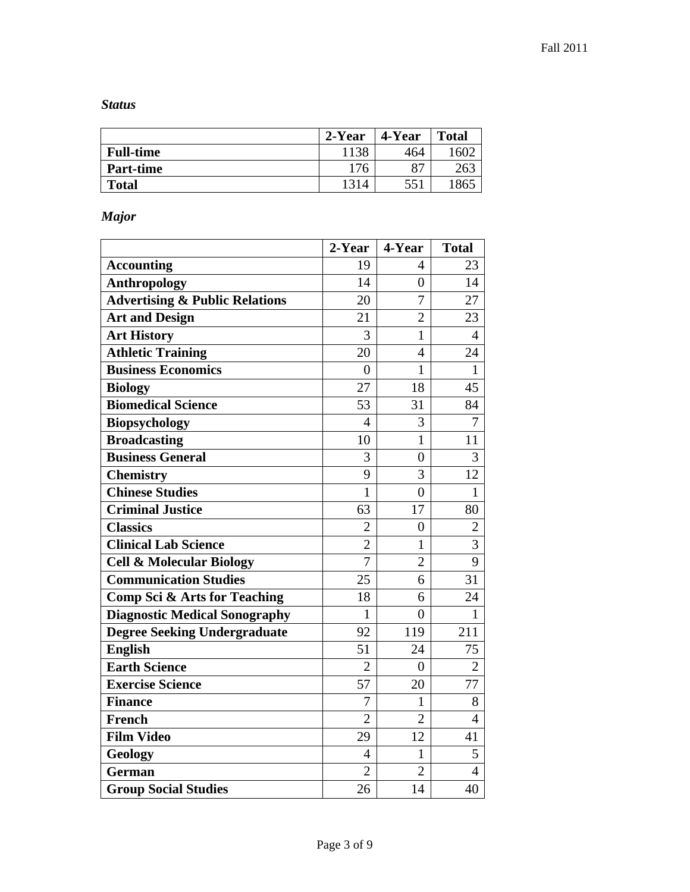*Status*

| | 2-Year | 4-Year | Total |
|---|---|---|---|
| **Full-time** | 1138 | 464 | 1602 |
| **Part-time** | 176 | 87 | 263 |
| **Total** | 1314 | 551 | 1865 |

*Major*

| | 2-Year | 4-Year | Total |
|---|---|---|---|
| **Accounting** | 19 | 4 | 23 |
| **Anthropology** | 14 | 0 | 14 |
| **Advertising & Public Relations** | 20 | 7 | 27 |
| **Art and Design** | 21 | 2 | 23 |
| **Art History** | 3 | 1 | 4 |
| **Athletic Training** | 20 | 4 | 24 |
| **Business Economics** | 0 | 1 | 1 |
| **Biology** | 27 | 18 | 45 |
| **Biomedical Science** | 53 | 31 | 84 |
| **Biopsychology** | 4 | 3 | 7 |
| **Broadcasting** | 10 | 1 | 11 |
| **Business General** | 3 | 0 | 3 |
| **Chemistry** | 9 | 3 | 12 |
| **Chinese Studies** | 1 | 0 | 1 |
| **Criminal Justice** | 63 | 17 | 80 |
| **Classics** | 2 | 0 | 2 |
| **Clinical Lab Science** | 2 | 1 | 3 |
| **Cell & Molecular Biology** | 7 | 2 | 9 |
| **Communication Studies** | 25 | 6 | 31 |
| **Comp Sci & Arts for Teaching** | 18 | 6 | 24 |
| **Diagnostic Medical Sonography** | 1 | 0 | 1 |
| **Degree Seeking Undergraduate** | 92 | 119 | 211 |
| **English** | 51 | 24 | 75 |
| **Earth Science** | 2 | 0 | 2 |
| **Exercise Science** | 57 | 20 | 77 |
| **Finance** | 7 | 1 | 8 |
| **French** | 2 | 2 | 4 |
| **Film Video** | 29 | 12 | 41 |
| **Geology** | 4 | 1 | 5 |
| **German** | 2 | 2 | 4 |
| **Group Social Studies** | 26 | 14 | 40 |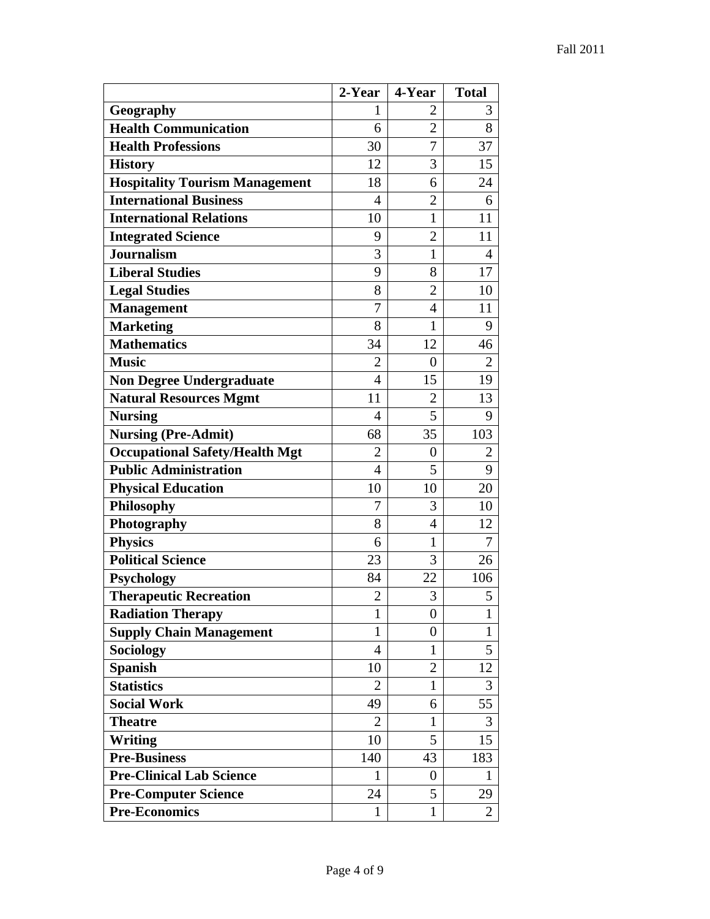| | 2-Year | 4-Year | Total |
|---|---|---|---|
| **Geography** | 1 | 2 | 3 |
| **Health Communication** | 6 | 2 | 8 |
| **Health Professions** | 30 | 7 | 37 |
| **History** | 12 | 3 | 15 |
| **Hospitality Tourism Management** | 18 | 6 | 24 |
| **International Business** | 4 | 2 | 6 |
| **International Relations** | 10 | 1 | 11 |
| **Integrated Science** | 9 | 2 | 11 |
| **Journalism** | 3 | 1 | 4 |
| **Liberal Studies** | 9 | 8 | 17 |
| **Legal Studies** | 8 | 2 | 10 |
| **Management** | 7 | 4 | 11 |
| **Marketing** | 8 | 1 | 9 |
| **Mathematics** | 34 | 12 | 46 |
| **Music** | 2 | 0 | 2 |
| **Non Degree Undergraduate** | 4 | 15 | 19 |
| **Natural Resources Mgmt** | 11 | 2 | 13 |
| **Nursing** | 4 | 5 | 9 |
| **Nursing (Pre-Admit)** | 68 | 35 | 103 |
| **Occupational Safety/Health Mgt** | 2 | 0 | 2 |
| **Public Administration** | 4 | 5 | 9 |
| **Physical Education** | 10 | 10 | 20 |
| **Philosophy** | 7 | 3 | 10 |
| **Photography** | 8 | 4 | 12 |
| **Physics** | 6 | 1 | 7 |
| **Political Science** | 23 | 3 | 26 |
| **Psychology** | 84 | 22 | 106 |
| **Therapeutic Recreation** | 2 | 3 | 5 |
| **Radiation Therapy** | 1 | 0 | 1 |
| **Supply Chain Management** | 1 | 0 | 1 |
| **Sociology** | 4 | 1 | 5 |
| **Spanish** | 10 | 2 | 12 |
| **Statistics** | 2 | 1 | 3 |
| **Social Work** | 49 | 6 | 55 |
| **Theatre** | 2 | 1 | 3 |
| **Writing** | 10 | 5 | 15 |
| **Pre-Business** | 140 | 43 | 183 |
| **Pre-Clinical Lab Science** | 1 | 0 | 1 |
| **Pre-Computer Science** | 24 | 5 | 29 |
| **Pre-Economics** | 1 | 1 | 2 |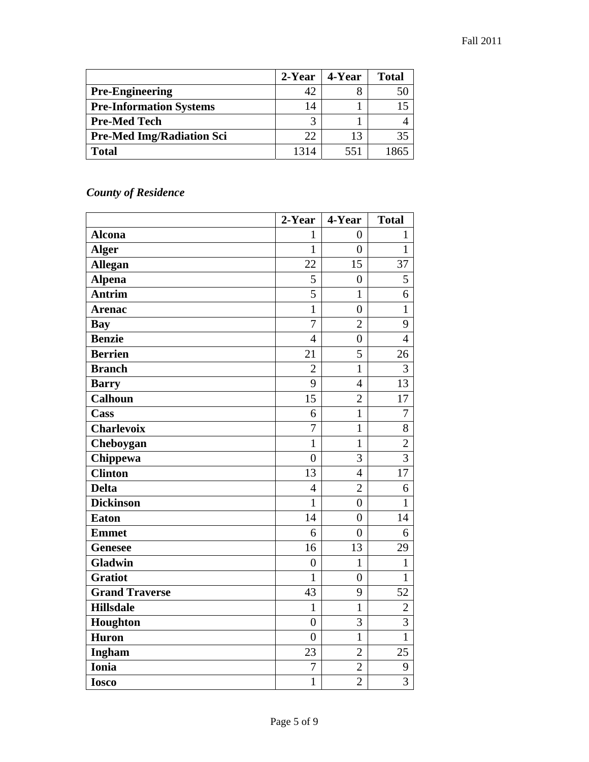| | 2-Year | 4-Year | Total |
|---|---|---|---|
| **Pre-Engineering** | 42 | 8 | 50 |
| **Pre-Information Systems** | 14 | 1 | 15 |
| **Pre-Med Tech** | 3 | 1 | 4 |
| **Pre-Med Img/Radiation Sci** | 22 | 13 | 35 |
| **Total** | 1314 | 551 | 1865 |

### *County of Residence*

| | 2-Year | 4-Year | Total |
|---|---|---|---|
| **Alcona** | 1 | 0 | 1 |
| **Alger** | 1 | 0 | 1 |
| **Allegan** | 22 | 15 | 37 |
| **Alpena** | 5 | 0 | 5 |
| **Antrim** | 5 | 1 | 6 |
| **Arenac** | 1 | 0 | 1 |
| **Bay** | 7 | 2 | 9 |
| **Benzie** | 4 | 0 | 4 |
| **Berrien** | 21 | 5 | 26 |
| **Branch** | 2 | 1 | 3 |
| **Barry** | 9 | 4 | 13 |
| **Calhoun** | 15 | 2 | 17 |
| **Cass** | 6 | 1 | 7 |
| **Charlevoix** | 7 | 1 | 8 |
| **Cheboygan** | 1 | 1 | 2 |
| **Chippewa** | 0 | 3 | 3 |
| **Clinton** | 13 | 4 | 17 |
| **Delta** | 4 | 2 | 6 |
| **Dickinson** | 1 | 0 | 1 |
| **Eaton** | 14 | 0 | 14 |
| **Emmet** | 6 | 0 | 6 |
| **Genesee** | 16 | 13 | 29 |
| **Gladwin** | 0 | 1 | 1 |
| **Gratiot** | 1 | 0 | 1 |
| **Grand Traverse** | 43 | 9 | 52 |
| **Hillsdale** | 1 | 1 | 2 |
| **Houghton** | 0 | 3 | 3 |
| **Huron** | 0 | 1 | 1 |
| **Ingham** | 23 | 2 | 25 |
| **Ionia** | 7 | 2 | 9 |
| **Iosco** | 1 | 2 | 3 |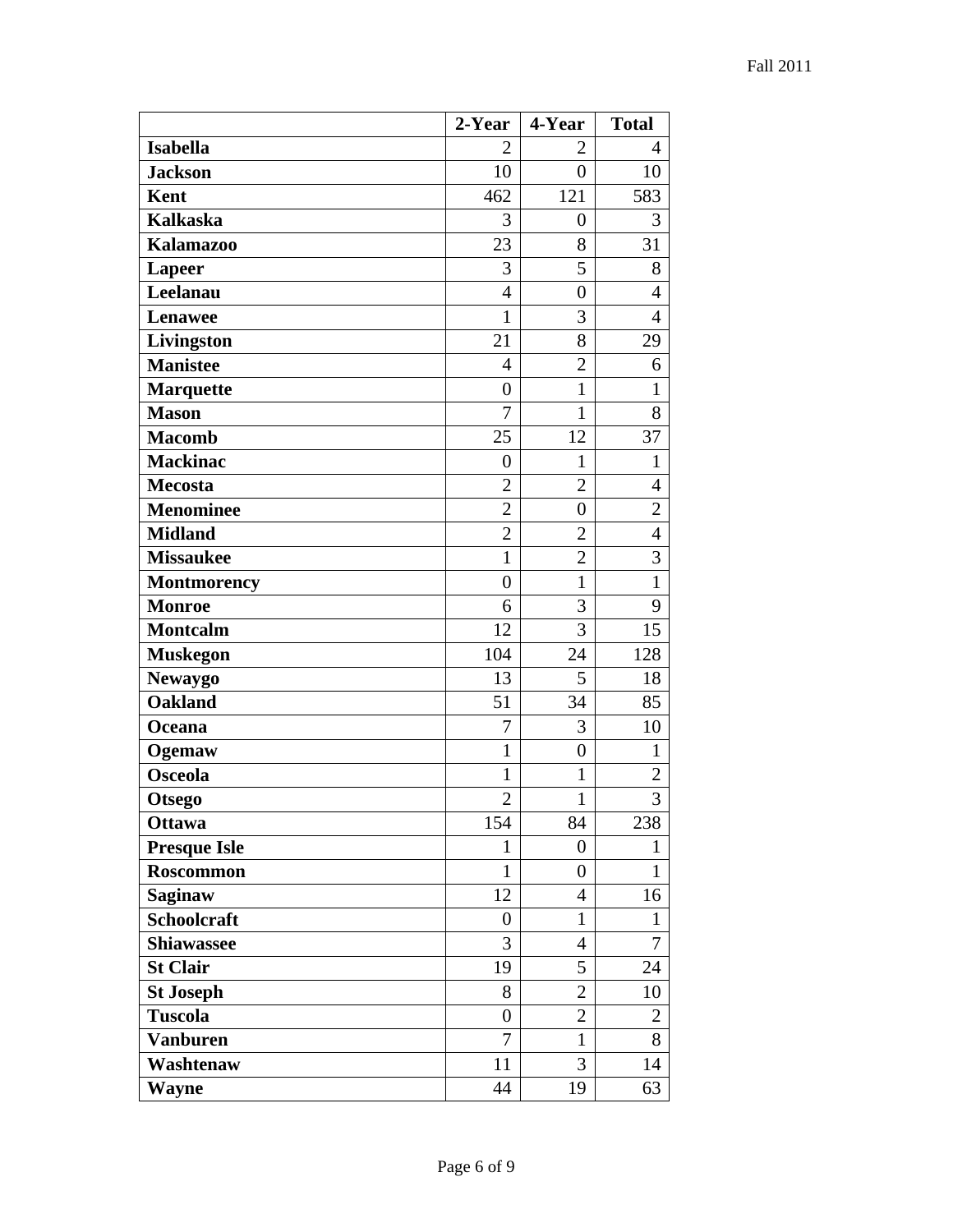| | 2-Year | 4-Year | Total |
|---|---|---|---|
| **Isabella** | 2 | 2 | 4 |
| **Jackson** | 10 | 0 | 10 |
| **Kent** | 462 | 121 | 583 |
| **Kalkaska** | 3 | 0 | 3 |
| **Kalamazoo** | 23 | 8 | 31 |
| **Lapeer** | 3 | 5 | 8 |
| **Leelanau** | 4 | 0 | 4 |
| **Lenawee** | 1 | 3 | 4 |
| **Livingston** | 21 | 8 | 29 |
| **Manistee** | 4 | 2 | 6 |
| **Marquette** | 0 | 1 | 1 |
| **Mason** | 7 | 1 | 8 |
| **Macomb** | 25 | 12 | 37 |
| **Mackinac** | 0 | 1 | 1 |
| **Mecosta** | 2 | 2 | 4 |
| **Menominee** | 2 | 0 | 2 |
| **Midland** | 2 | 2 | 4 |
| **Missaukee** | 1 | 2 | 3 |
| **Montmorency** | 0 | 1 | 1 |
| **Monroe** | 6 | 3 | 9 |
| **Montcalm** | 12 | 3 | 15 |
| **Muskegon** | 104 | 24 | 128 |
| **Newaygo** | 13 | 5 | 18 |
| **Oakland** | 51 | 34 | 85 |
| **Oceana** | 7 | 3 | 10 |
| **Ogemaw** | 1 | 0 | 1 |
| **Osceola** | 1 | 1 | 2 |
| **Otsego** | 2 | 1 | 3 |
| **Ottawa** | 154 | 84 | 238 |
| **Presque Isle** | 1 | 0 | 1 |
| **Roscommon** | 1 | 0 | 1 |
| **Saginaw** | 12 | 4 | 16 |
| **Schoolcraft** | 0 | 1 | 1 |
| **Shiawassee** | 3 | 4 | 7 |
| **St Clair** | 19 | 5 | 24 |
| **St Joseph** | 8 | 2 | 10 |
| **Tuscola** | 0 | 2 | 2 |
| **Vanburen** | 7 | 1 | 8 |
| **Washtenaw** | 11 | 3 | 14 |
| **Wayne** | 44 | 19 | 63 |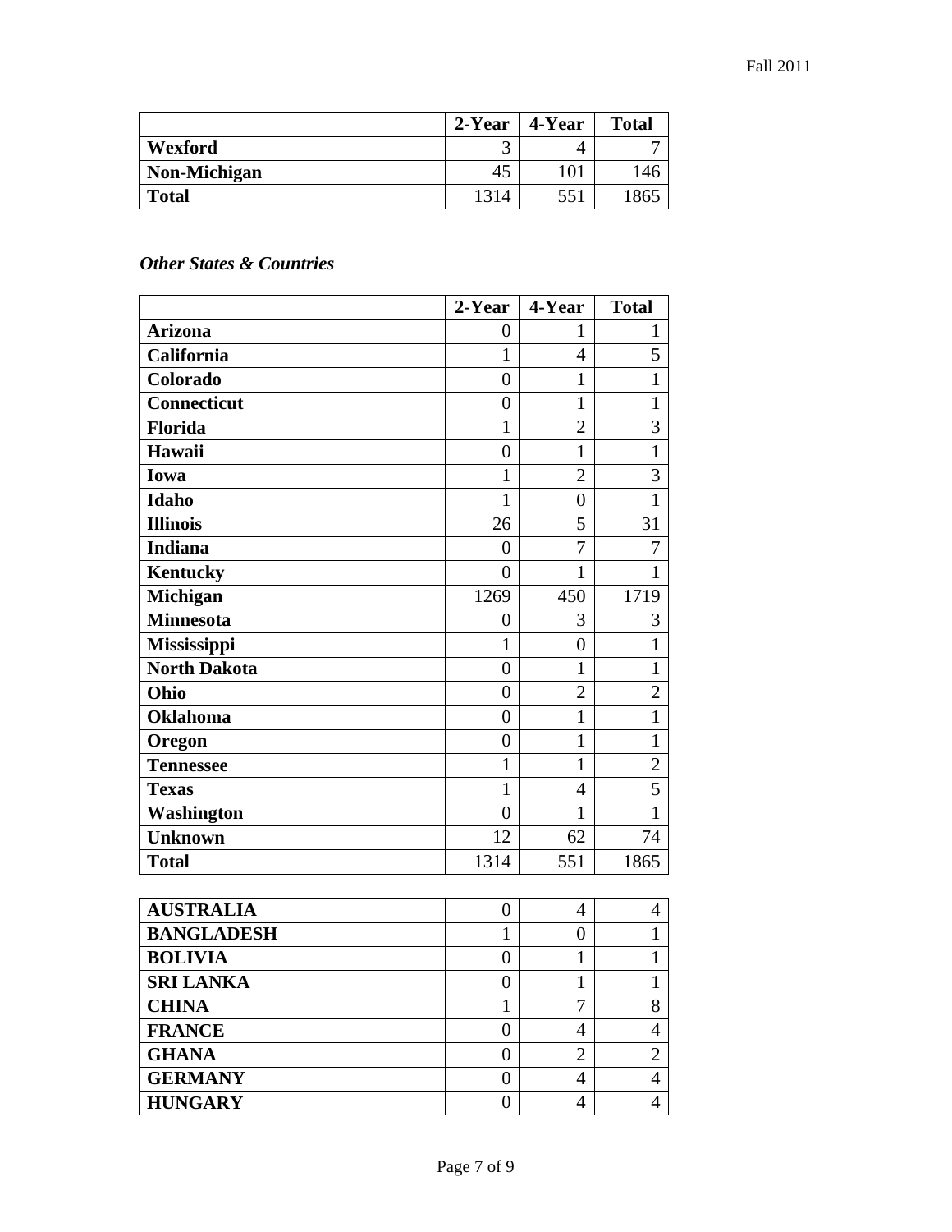| | 2-Year | 4-Year | Total |
|---|---|---|---|
| **Wexford** | 3 | 4 | 7 |
| **Non-Michigan** | 45 | 101 | 146 |
| **Total** | 1314 | 551 | 1865 |

### *Other States & Countries*

| | 2-Year | 4-Year | Total |
|---|---|---|---|
| **Arizona** | 0 | 1 | 1 |
| **California** | 1 | 4 | 5 |
| **Colorado** | 0 | 1 | 1 |
| **Connecticut** | 0 | 1 | 1 |
| **Florida** | 1 | 2 | 3 |
| **Hawaii** | 0 | 1 | 1 |
| **Iowa** | 1 | 2 | 3 |
| **Idaho** | 1 | 0 | 1 |
| **Illinois** | 26 | 5 | 31 |
| **Indiana** | 0 | 7 | 7 |
| **Kentucky** | 0 | 1 | 1 |
| **Michigan** | 1269 | 450 | 1719 |
| **Minnesota** | 0 | 3 | 3 |
| **Mississippi** | 1 | 0 | 1 |
| **North Dakota** | 0 | 1 | 1 |
| **Ohio** | 0 | 2 | 2 |
| **Oklahoma** | 0 | 1 | 1 |
| **Oregon** | 0 | 1 | 1 |
| **Tennessee** | 1 | 1 | 2 |
| **Texas** | 1 | 4 | 5 |
| **Washington** | 0 | 1 | 1 |
| **Unknown** | 12 | 62 | 74 |
| **Total** | 1314 | 551 | 1865 |

| | | | |
|---|---|---|---|
| **AUSTRALIA** | 0 | 4 | 4 |
| **BANGLADESH** | 1 | 0 | 1 |
| **BOLIVIA** | 0 | 1 | 1 |
| **SRI LANKA** | 0 | 1 | 1 |
| **CHINA** | 1 | 7 | 8 |
| **FRANCE** | 0 | 4 | 4 |
| **GHANA** | 0 | 2 | 2 |
| **GERMANY** | 0 | 4 | 4 |
| **HUNGARY** | 0 | 4 | 4 |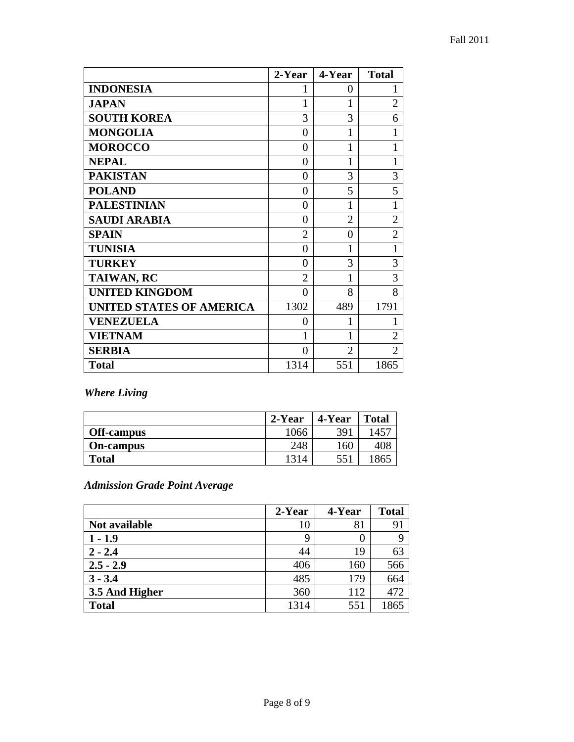| | 2-Year | 4-Year | Total |
|---|---|---|---|
| **INDONESIA** | 1 | 0 | 1 |
| **JAPAN** | 1 | 1 | 2 |
| **SOUTH KOREA** | 3 | 3 | 6 |
| **MONGOLIA** | 0 | 1 | 1 |
| **MOROCCO** | 0 | 1 | 1 |
| **NEPAL** | 0 | 1 | 1 |
| **PAKISTAN** | 0 | 3 | 3 |
| **POLAND** | 0 | 5 | 5 |
| **PALESTINIAN** | 0 | 1 | 1 |
| **SAUDI ARABIA** | 0 | 2 | 2 |
| **SPAIN** | 2 | 0 | 2 |
| **TUNISIA** | 0 | 1 | 1 |
| **TURKEY** | 0 | 3 | 3 |
| **TAIWAN, RC** | 2 | 1 | 3 |
| **UNITED KINGDOM** | 0 | 8 | 8 |
| **UNITED STATES OF AMERICA** | 1302 | 489 | 1791 |
| **VENEZUELA** | 0 | 1 | 1 |
| **VIETNAM** | 1 | 1 | 2 |
| **SERBIA** | 0 | 2 | 2 |
| **Total** | 1314 | 551 | 1865 |

### *Where Living*

| | 2-Year | 4-Year | Total |
|---|---|---|---|
| **Off-campus** | 1066 | 391 | 1457 |
| **On-campus** | 248 | 160 | 408 |
| **Total** | 1314 | 551 | 1865 |

### *Admission Grade Point Average*

| | 2-Year | 4-Year | Total |
|---|---|---|---|
| **Not available** | 10 | 81 | 91 |
| **1 - 1.9** | 9 | 0 | 9 |
| **2 - 2.4** | 44 | 19 | 63 |
| **2.5 - 2.9** | 406 | 160 | 566 |
| **3 - 3.4** | 485 | 179 | 664 |
| **3.5 And Higher** | 360 | 112 | 472 |
| **Total** | 1314 | 551 | 1865 |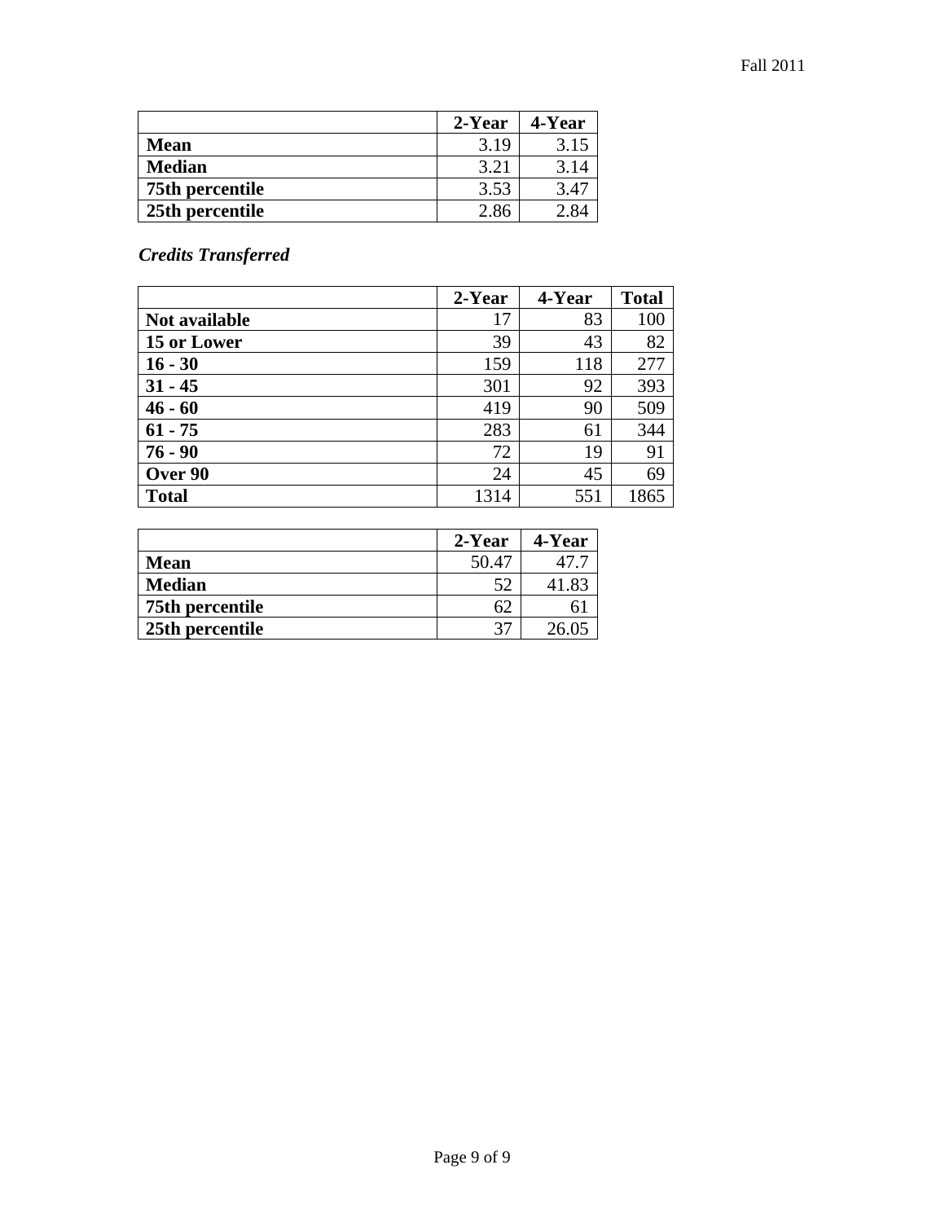| | 2-Year | 4-Year |
|---|---|---|
| **Mean** | 3.19 | 3.15 |
| **Median** | 3.21 | 3.14 |
| **75th percentile** | 3.53 | 3.47 |
| **25th percentile** | 2.86 | 2.84 |

### *Credits Transferred*

| | 2-Year | 4-Year | Total |
|---|---|---|---|
| **Not available** | 17 | 83 | 100 |
| **15 or Lower** | 39 | 43 | 82 |
| **16 - 30** | 159 | 118 | 277 |
| **31 - 45** | 301 | 92 | 393 |
| **46 - 60** | 419 | 90 | 509 |
| **61 - 75** | 283 | 61 | 344 |
| **76 - 90** | 72 | 19 | 91 |
| **Over 90** | 24 | 45 | 69 |
| **Total** | 1314 | 551 | 1865 |

| | 2-Year | 4-Year |
|---|---|---|
| **Mean** | 50.47 | 47.7 |
| **Median** | 52 | 41.83 |
| **75th percentile** | 62 | 61 |
| **25th percentile** | 37 | 26.05 |